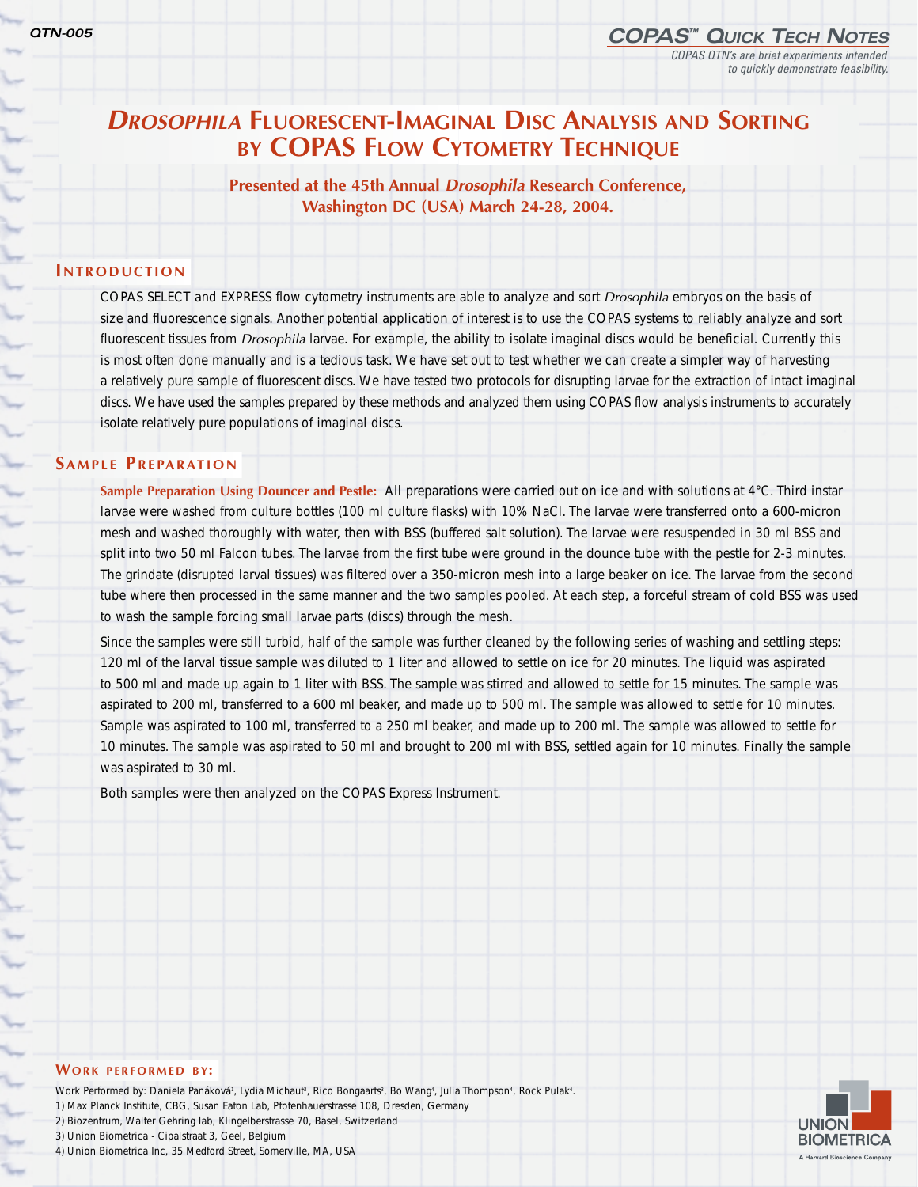QTN-005

COPAS™ QUICK TECH NOTES

*COPAS QTN's are brief experiments intended to quickly demonstrate feasibility.*

# *DROSOPHILA* FLUORESCENT-IMAGINAL DISC ANALYSIS AND SORTING BY COPAS FLOW CYTOMETRY TECHNIQUE

**Presented at the 45th Annual *Drosophila* Research Conference, Washington DC (USA) March 24-28, 2004.**

## INTRODUCTION

COPAS SELECT and EXPRESS flow cytometry instruments are able to analyze and sort *Drosophila* embryos on the basis of size and fluorescence signals. Another potential application of interest is to use the COPAS systems to reliably analyze and sort fluorescent tissues from *Drosophila* larvae. For example, the ability to isolate imaginal discs would be beneficial. Currently this is most often done manually and is a tedious task. We have set out to test whether we can create a simpler way of harvesting a relatively pure sample of fluorescent discs. We have tested two protocols for disrupting larvae for the extraction of intact imaginal discs. We have used the samples prepared by these methods and analyzed them using COPAS flow analysis instruments to accurately isolate relatively pure populations of imaginal discs.

## SAMPLE PREPARATION

**Sample Preparation Using Douncer and Pestle:** All preparations were carried out on ice and with solutions at 4°C. Third instar larvae were washed from culture bottles (100 ml culture flasks) with 10% NaCl. The larvae were transferred onto a 600-micron mesh and washed thoroughly with water, then with BSS (buffered salt solution). The larvae were resuspended in 30 ml BSS and split into two 50 ml Falcon tubes. The larvae from the first tube were ground in the dounce tube with the pestle for 2-3 minutes. The grindate (disrupted larval tissues) was filtered over a 350-micron mesh into a large beaker on ice. The larvae from the second tube where then processed in the same manner and the two samples pooled. At each step, a forceful stream of cold BSS was used to wash the sample forcing small larvae parts (discs) through the mesh.

Since the samples were still turbid, half of the sample was further cleaned by the following series of washing and settling steps: 120 ml of the larval tissue sample was diluted to 1 liter and allowed to settle on ice for 20 minutes. The liquid was aspirated to 500 ml and made up again to 1 liter with BSS. The sample was stirred and allowed to settle for 15 minutes. The sample was aspirated to 200 ml, transferred to a 600 ml beaker, and made up to 500 ml. The sample was allowed to settle for 10 minutes. Sample was aspirated to 100 ml, transferred to a 250 ml beaker, and made up to 200 ml. The sample was allowed to settle for 10 minutes. The sample was aspirated to 50 ml and brought to 200 ml with BSS, settled again for 10 minutes. Finally the sample was aspirated to 30 ml.

Both samples were then analyzed on the COPAS Express Instrument.

## WORK PERFORMED BY:

Work Performed by: Daniela Panáková[1], Lydia Michaut[2], Rico Bongaarts[3], Bo Wang[4], Julia Thompson[4], Rock Pulak[4].

1) Max Planck Institute, CBG, Susan Eaton Lab, Pfotenhauerstrasse 108, Dresden, Germany
2) Biozentrum, Walter Gehring lab, Klingelberstrasse 70, Basel, Switzerland
3) Union Biometrica - Cipalstraat 3, Geel, Belgium
4) Union Biometrica Inc, 35 Medford Street, Somerville, MA, USA

UNION BIOMETRICA
A Harvard Bioscience Company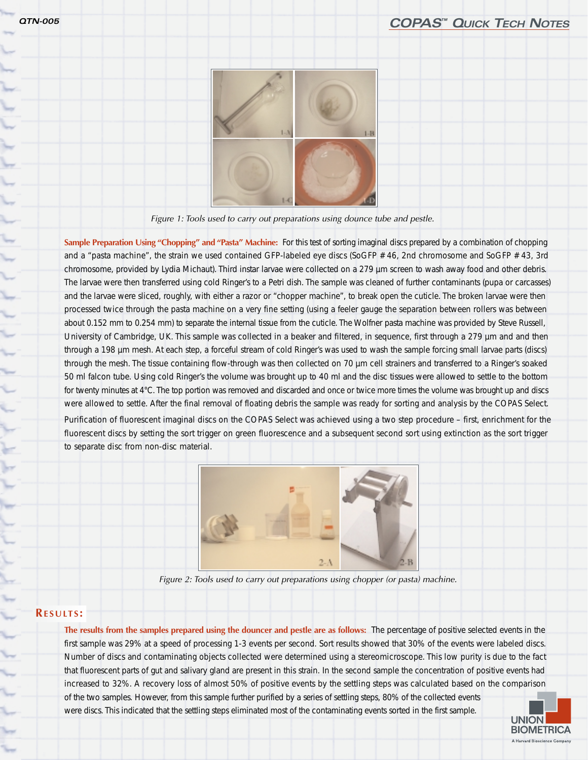Figure 1: Tools used to carry out preparations using dounce tube and pestle.

**Sample Preparation Using "Chopping" and "Pasta" Machine:** For this test of sorting imaginal discs prepared by a combination of chopping and a "pasta machine", the strain we used contained GFP-labeled eye discs (SoGFP # 46, 2nd chromosome and SoGFP # 43, 3rd chromosome, provided by Lydia Michaut). Third instar larvae were collected on a 279 µm screen to wash away food and other debris. The larvae were then transferred using cold Ringer's to a Petri dish. The sample was cleaned of further contaminants (pupa or carcasses) and the larvae were sliced, roughly, with either a razor or "chopper machine", to break open the cuticle. The broken larvae were then processed twice through the pasta machine on a very fine setting (using a feeler gauge the separation between rollers was between about 0.152 mm to 0.254 mm) to separate the internal tissue from the cuticle. The Wolfner pasta machine was provided by Steve Russell, University of Cambridge, UK. This sample was collected in a beaker and filtered, in sequence, first through a 279 µm and and then through a 198 µm mesh. At each step, a forceful stream of cold Ringer's was used to wash the sample forcing small larvae parts (discs) through the mesh. The tissue containing flow-through was then collected on 70 µm cell strainers and transferred to a Ringer's soaked 50 ml falcon tube. Using cold Ringer's the volume was brought up to 40 ml and the disc tissues were allowed to settle to the bottom for twenty minutes at 4°C. The top portion was removed and discarded and once or twice more times the volume was brought up and discs were allowed to settle. After the final removal of floating debris the sample was ready for sorting and analysis by the COPAS Select.

Purification of fluorescent imaginal discs on the COPAS Select was achieved using a two step procedure – first, enrichment for the fluorescent discs by setting the sort trigger on green fluorescence and a subsequent second sort using extinction as the sort trigger to separate disc from non-disc material.

Figure 2: Tools used to carry out preparations using chopper (or pasta) machine.

## Results:

**The results from the samples prepared using the douncer and pestle are as follows:** The percentage of positive selected events in the first sample was 29% at a speed of processing 1-3 events per second. Sort results showed that 30% of the events were labeled discs. Number of discs and contaminating objects collected were determined using a stereomicroscope. This low purity is due to the fact that fluorescent parts of gut and salivary gland are present in this strain. In the second sample the concentration of positive events had increased to 32%. A recovery loss of almost 50% of positive events by the settling steps was calculated based on the comparison of the two samples. However, from this sample further purified by a series of settling steps, 80% of the collected events were discs. This indicated that the settling steps eliminated most of the contaminating events sorted in the first sample.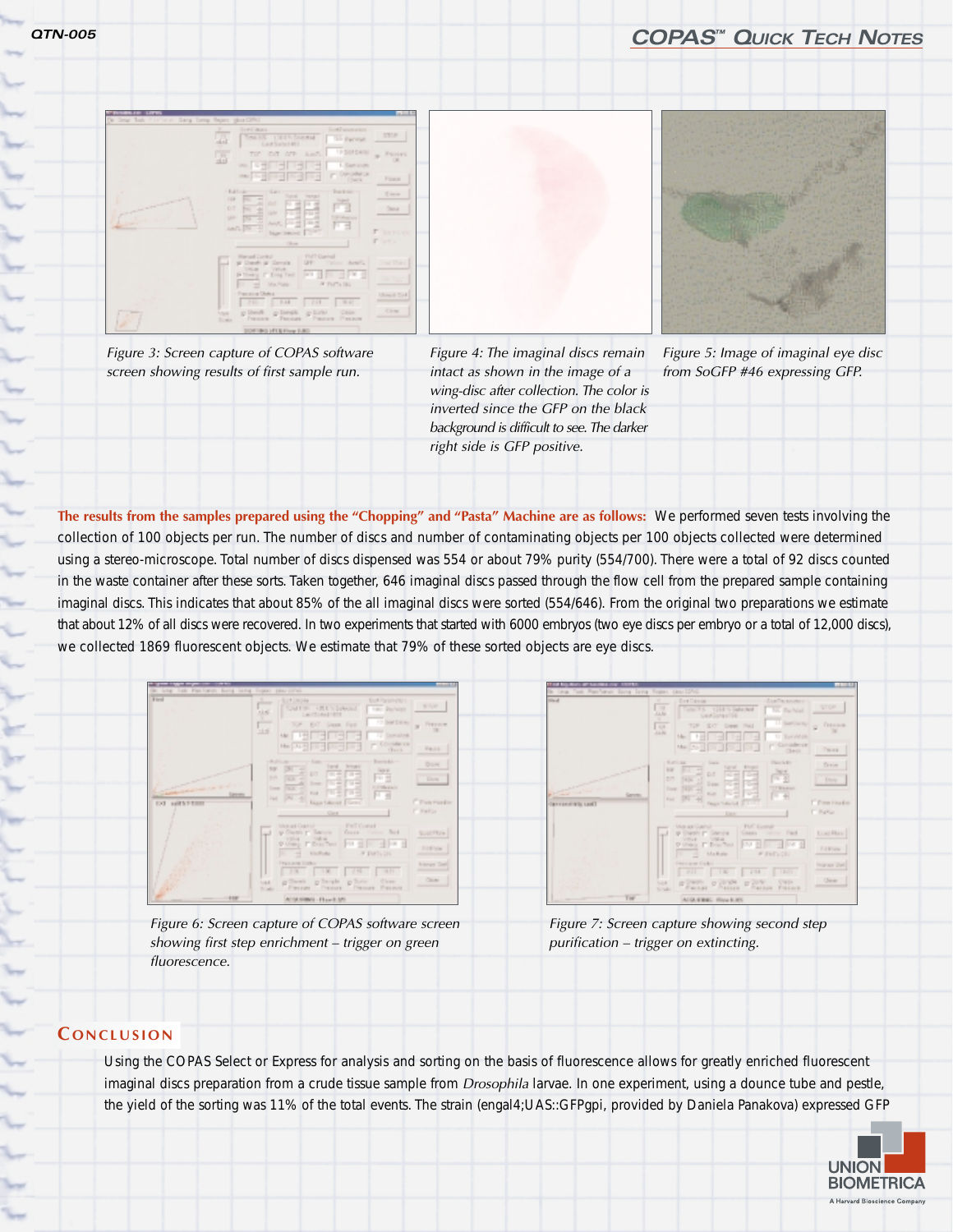Figure 3: Screen capture of COPAS software screen showing results of first sample run.

Figure 4: The imaginal discs remain intact as shown in the image of a wing-disc after collection. The color is inverted since the GFP on the black background is difficult to see. The darker right side is GFP positive.

Figure 5: Image of imaginal eye disc from SoGFP #46 expressing GFP.

**The results from the samples prepared using the “Chopping” and “Pasta” Machine are as follows:** We performed seven tests involving the collection of 100 objects per run. The number of discs and number of contaminating objects per 100 objects collected were determined using a stereo-microscope. Total number of discs dispensed was 554 or about 79% purity (554/700). There were a total of 92 discs counted in the waste container after these sorts. Taken together, 646 imaginal discs passed through the flow cell from the prepared sample containing imaginal discs. This indicates that about 85% of the all imaginal discs were sorted (554/646). From the original two preparations we estimate that about 12% of all discs were recovered. In two experiments that started with 6000 embryos (two eye discs per embryo or a total of 12,000 discs), we collected 1869 fluorescent objects. We estimate that 79% of these sorted objects are eye discs.

Figure 6: Screen capture of COPAS software screen showing first step enrichment – trigger on green fluorescence.

Figure 7: Screen capture showing second step purification – trigger on extincting.

## Conclusion

Using the COPAS Select or Express for analysis and sorting on the basis of fluorescence allows for greatly enriched fluorescent imaginal discs preparation from a crude tissue sample from *Drosophila* larvae. In one experiment, using a dounce tube and pestle, the yield of the sorting was 11% of the total events. The strain (engal4;UAS::GFPgpi, provided by Daniela Panakova) expressed GFP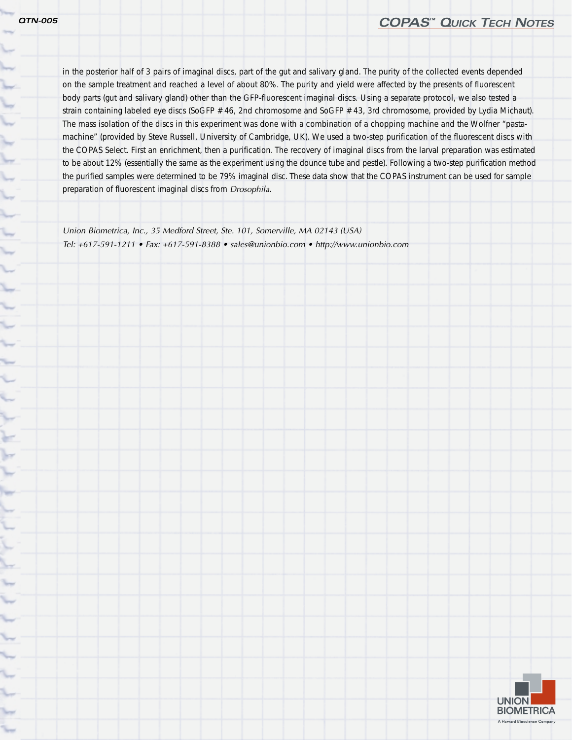in the posterior half of 3 pairs of imaginal discs, part of the gut and salivary gland. The purity of the collected events depended on the sample treatment and reached a level of about 80%. The purity and yield were affected by the presents of fluorescent body parts (gut and salivary gland) other than the GFP-fluorescent imaginal discs. Using a separate protocol, we also tested a strain containing labeled eye discs (SoGFP #46, 2nd chromosome and SoGFP #43, 3rd chromosome, provided by Lydia Michaut). The mass isolation of the discs in this experiment was done with a combination of a chopping machine and the Wolfner "pasta-machine" (provided by Steve Russell, University of Cambridge, UK). We used a two-step purification of the fluorescent discs with the COPAS Select. First an enrichment, then a purification. The recovery of imaginal discs from the larval preparation was estimated to be about 12% (essentially the same as the experiment using the dounce tube and pestle). Following a two-step purification method the purified samples were determined to be 79% imaginal disc. These data show that the COPAS instrument can be used for sample preparation of fluorescent imaginal discs from *Drosophila*.

*Union Biometrica, Inc., 35 Medford Street, Ste. 101, Somerville, MA 02143 (USA)*
*Tel: +617-591-1211 • Fax: +617-591-8388 • sales@unionbio.com • http://www.unionbio.com*

UNION BIOMETRICA
A Harvard Bioscience Company